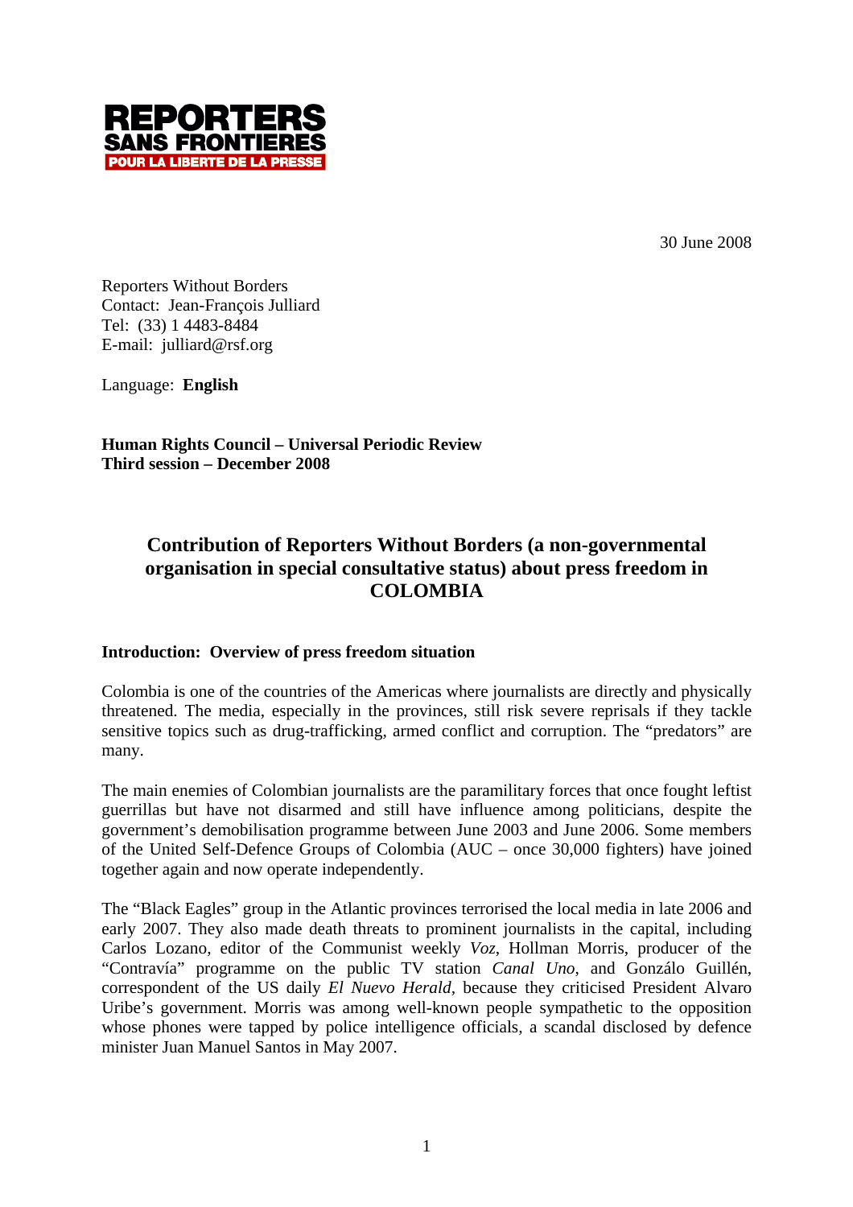REPORTERS SANS FRONTIERES
POUR LA LIBERTE DE LA PRESSE

30 June 2008

Reporters Without Borders
Contact: Jean-François Julliard
Tel: (33) 1 4483-8484
E-mail: julliard@rsf.org

Language: **English**

**Human Rights Council – Universal Periodic Review**
**Third session – December 2008**

# Contribution of Reporters Without Borders (a non-governmental organisation in special consultative status) about press freedom in COLOMBIA

## Introduction: Overview of press freedom situation

Colombia is one of the countries of the Americas where journalists are directly and physically threatened. The media, especially in the provinces, still risk severe reprisals if they tackle sensitive topics such as drug-trafficking, armed conflict and corruption. The "predators" are many.

The main enemies of Colombian journalists are the paramilitary forces that once fought leftist guerrillas but have not disarmed and still have influence among politicians, despite the government's demobilisation programme between June 2003 and June 2006. Some members of the United Self-Defence Groups of Colombia (AUC – once 30,000 fighters) have joined together again and now operate independently.

The "Black Eagles" group in the Atlantic provinces terrorised the local media in late 2006 and early 2007. They also made death threats to prominent journalists in the capital, including Carlos Lozano, editor of the Communist weekly *Voz*, Hollman Morris, producer of the "Contravía" programme on the public TV station *Canal Uno*, and Gonzálo Guillén, correspondent of the US daily *El Nuevo Herald*, because they criticised President Alvaro Uribe's government. Morris was among well-known people sympathetic to the opposition whose phones were tapped by police intelligence officials, a scandal disclosed by defence minister Juan Manuel Santos in May 2007.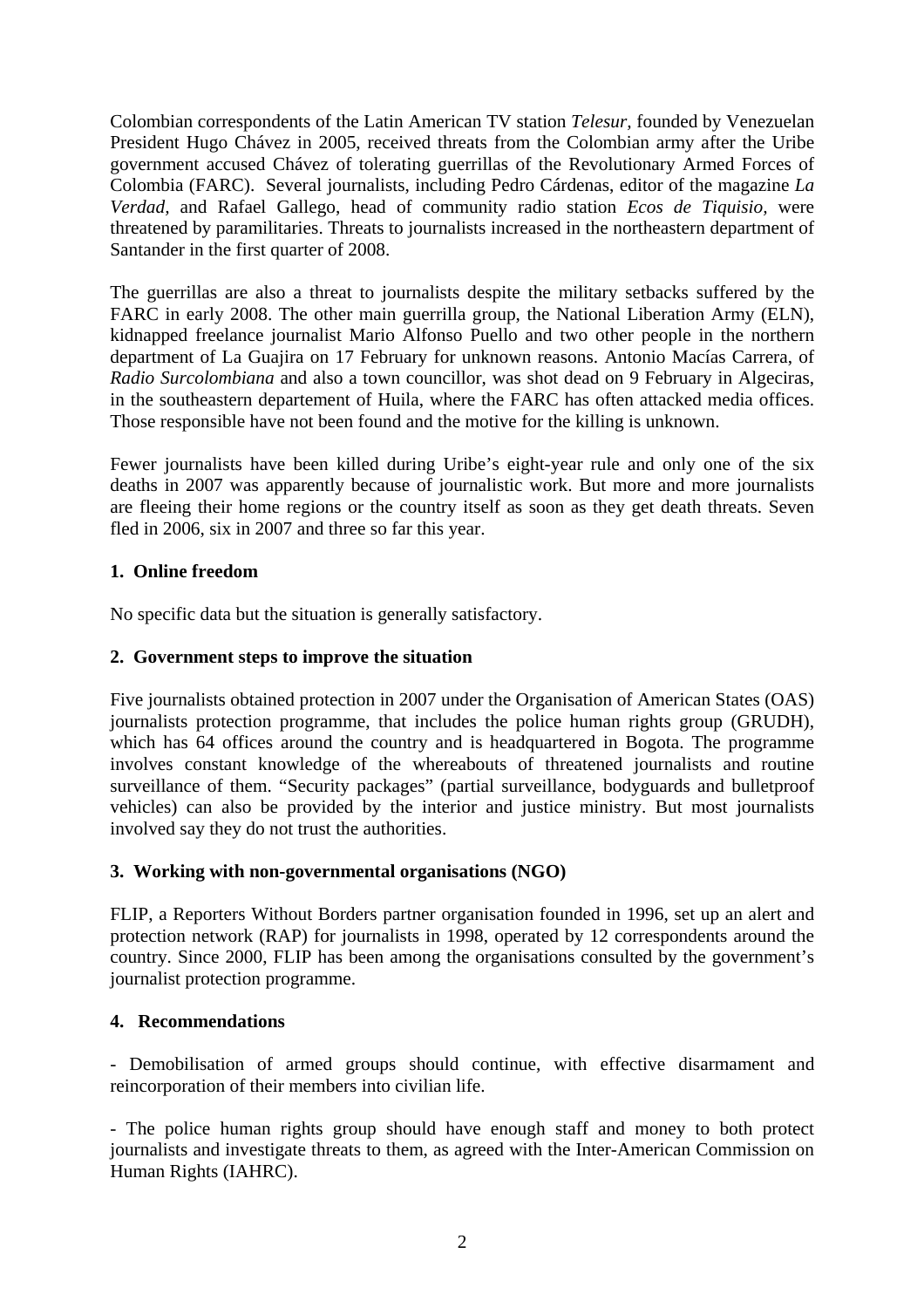Colombian correspondents of the Latin American TV station *Telesur,* founded by Venezuelan President Hugo Chávez in 2005, received threats from the Colombian army after the Uribe government accused Chávez of tolerating guerrillas of the Revolutionary Armed Forces of Colombia (FARC). Several journalists, including Pedro Cárdenas, editor of the magazine *La Verdad,* and Rafael Gallego, head of community radio station *Ecos de Tiquisio,* were threatened by paramilitaries. Threats to journalists increased in the northeastern department of Santander in the first quarter of 2008.

The guerrillas are also a threat to journalists despite the military setbacks suffered by the FARC in early 2008. The other main guerrilla group, the National Liberation Army (ELN), kidnapped freelance journalist Mario Alfonso Puello and two other people in the northern department of La Guajira on 17 February for unknown reasons. Antonio Macías Carrera, of *Radio Surcolombiana* and also a town councillor, was shot dead on 9 February in Algeciras, in the southeastern departement of Huila, where the FARC has often attacked media offices. Those responsible have not been found and the motive for the killing is unknown.

Fewer journalists have been killed during Uribe's eight-year rule and only one of the six deaths in 2007 was apparently because of journalistic work. But more and more journalists are fleeing their home regions or the country itself as soon as they get death threats. Seven fled in 2006, six in 2007 and three so far this year.

### 1. Online freedom

No specific data but the situation is generally satisfactory.

### 2. Government steps to improve the situation

Five journalists obtained protection in 2007 under the Organisation of American States (OAS) journalists protection programme, that includes the police human rights group (GRUDH), which has 64 offices around the country and is headquartered in Bogota. The programme involves constant knowledge of the whereabouts of threatened journalists and routine surveillance of them. "Security packages" (partial surveillance, bodyguards and bulletproof vehicles) can also be provided by the interior and justice ministry. But most journalists involved say they do not trust the authorities.

### 3. Working with non-governmental organisations (NGO)

FLIP, a Reporters Without Borders partner organisation founded in 1996, set up an alert and protection network (RAP) for journalists in 1998, operated by 12 correspondents around the country. Since 2000, FLIP has been among the organisations consulted by the government's journalist protection programme.

### 4. Recommendations

- Demobilisation of armed groups should continue, with effective disarmament and reincorporation of their members into civilian life.

- The police human rights group should have enough staff and money to both protect journalists and investigate threats to them, as agreed with the Inter-American Commission on Human Rights (IAHRC).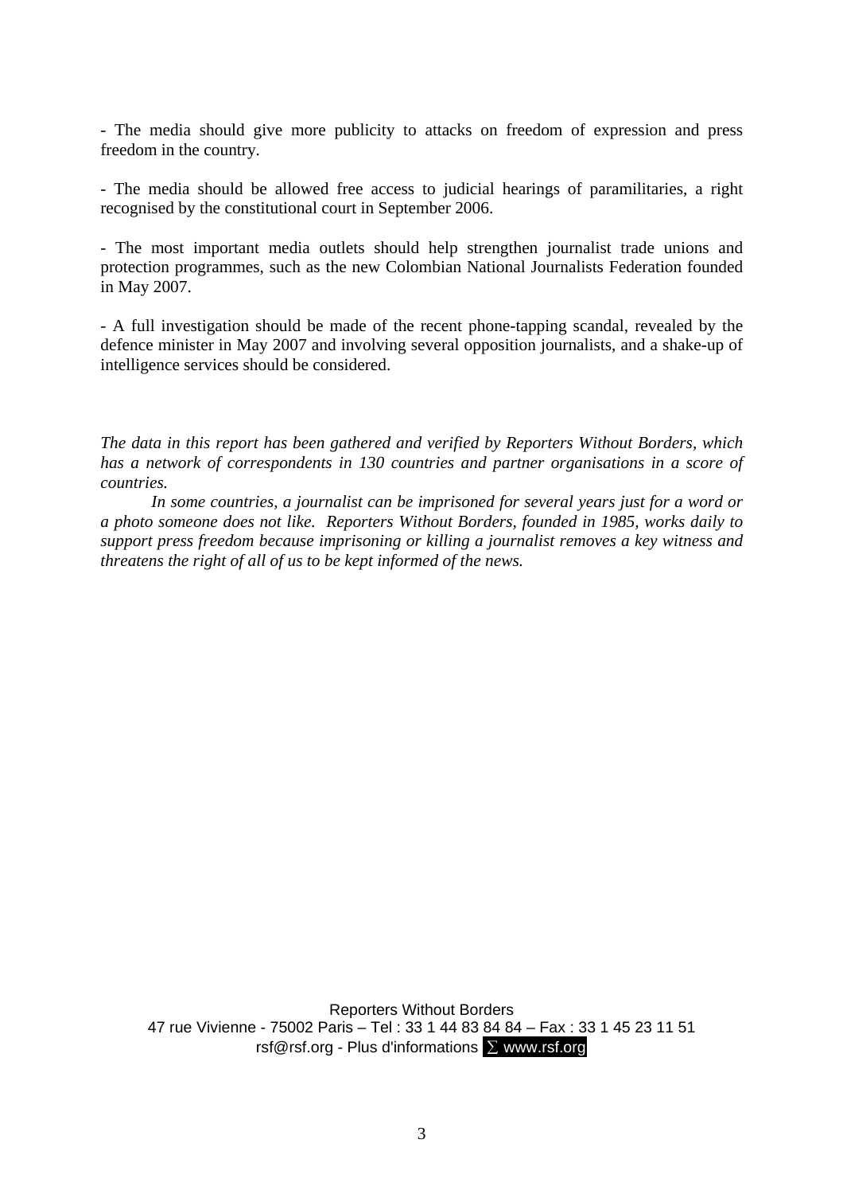- The media should give more publicity to attacks on freedom of expression and press freedom in the country.

- The media should be allowed free access to judicial hearings of paramilitaries, a right recognised by the constitutional court in September 2006.

- The most important media outlets should help strengthen journalist trade unions and protection programmes, such as the new Colombian National Journalists Federation founded in May 2007.

- A full investigation should be made of the recent phone-tapping scandal, revealed by the defence minister in May 2007 and involving several opposition journalists, and a shake-up of intelligence services should be considered.

*The data in this report has been gathered and verified by Reporters Without Borders, which has a network of correspondents in 130 countries and partner organisations in a score of countries.*

*In some countries, a journalist can be imprisoned for several years just for a word or a photo someone does not like. Reporters Without Borders, founded in 1985, works daily to support press freedom because imprisoning or killing a journalist removes a key witness and threatens the right of all of us to be kept informed of the news.*

Reporters Without Borders
47 rue Vivienne - 75002 Paris – Tel : 33 1 44 83 84 84 – Fax : 33 1 45 23 11 51
rsf@rsf.org - Plus d'informations ∑ www.rsf.org